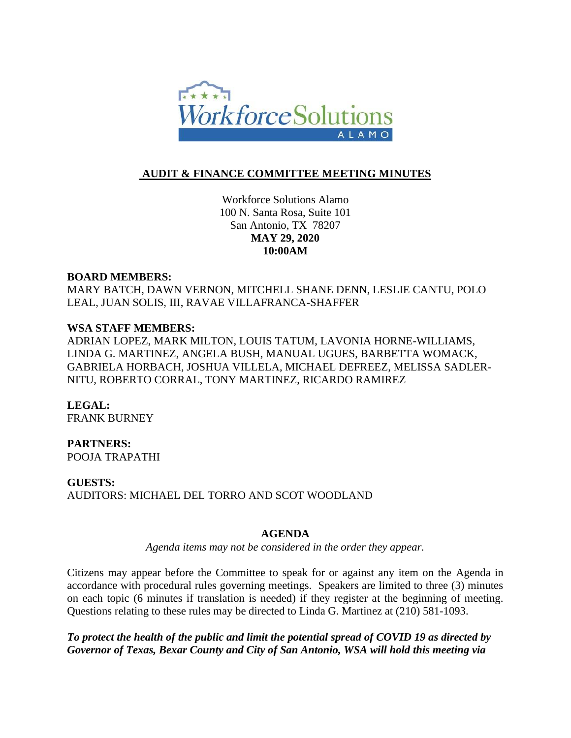# AUDIT & FINANCE COMMITTEE MEETING MINUTES

Workforce Solutions Alamo
100 N. Santa Rosa, Suite 101
San Antonio, TX 78207
**MAY 29, 2020**
**10:00AM**

**BOARD MEMBERS:**
MARY BATCH, DAWN VERNON, MITCHELL SHANE DENN, LESLIE CANTU, POLO LEAL, JUAN SOLIS, III, RAVAE VILLAFRANCA-SHAFFER

**WSA STAFF MEMBERS:**
ADRIAN LOPEZ, MARK MILTON, LOUIS TATUM, LAVONIA HORNE-WILLIAMS, LINDA G. MARTINEZ, ANGELA BUSH, MANUAL UGUES, BARBETTA WOMACK, GABRIELA HORBACH, JOSHUA VILLELA, MICHAEL DEFREEZ, MELISSA SADLER-NITU, ROBERTO CORRAL, TONY MARTINEZ, RICARDO RAMIREZ

**LEGAL:**
FRANK BURNEY

**PARTNERS:**
POOJA TRAPATHI

**GUESTS:**
AUDITORS: MICHAEL DEL TORRO AND SCOT WOODLAND

## AGENDA

*Agenda items may not be considered in the order they appear.*

Citizens may appear before the Committee to speak for or against any item on the Agenda in accordance with procedural rules governing meetings. Speakers are limited to three (3) minutes on each topic (6 minutes if translation is needed) if they register at the beginning of meeting. Questions relating to these rules may be directed to Linda G. Martinez at (210) 581-1093.

***To protect the health of the public and limit the potential spread of COVID 19 as directed by Governor of Texas, Bexar County and City of San Antonio, WSA will hold this meeting via***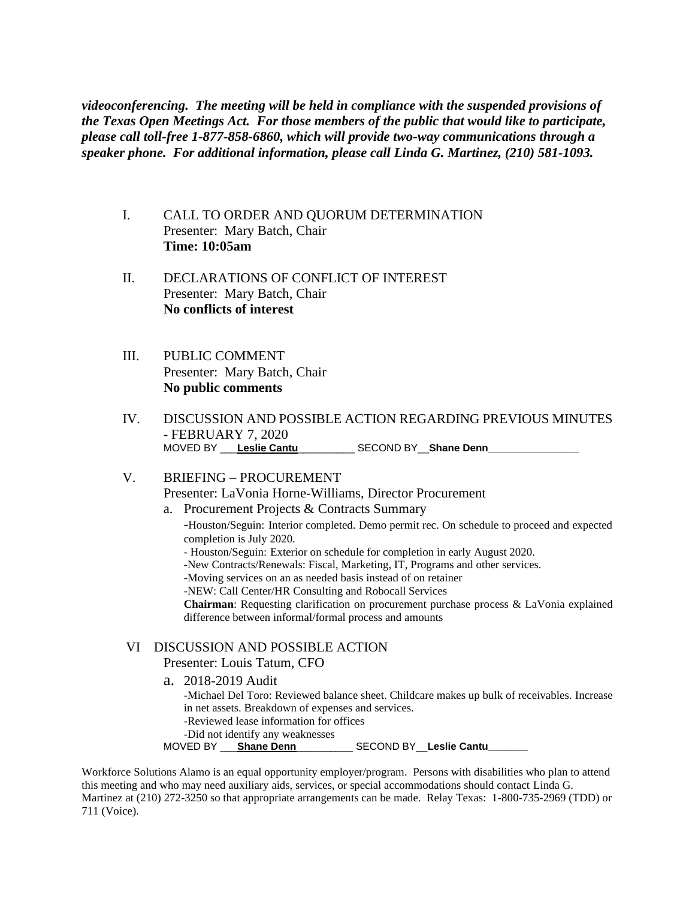***videoconferencing. The meeting will be held in compliance with the suspended provisions of the Texas Open Meetings Act. For those members of the public that would like to participate, please call toll-free 1-877-858-6860, which will provide two-way communications through a speaker phone. For additional information, please call Linda G. Martinez, (210) 581-1093.***

I. CALL TO ORDER AND QUORUM DETERMINATION
Presenter: Mary Batch, Chair
**Time: 10:05am**

II. DECLARATIONS OF CONFLICT OF INTEREST
Presenter: Mary Batch, Chair
**No conflicts of interest**

III. PUBLIC COMMENT
Presenter: Mary Batch, Chair
**No public comments**

IV. DISCUSSION AND POSSIBLE ACTION REGARDING PREVIOUS MINUTES - FEBRUARY 7, 2020
MOVED BY ___**Leslie Cantu**__________ SECOND BY__**Shane Denn**________________

V. BRIEFING – PROCUREMENT
Presenter: LaVonia Horne-Williams, Director Procurement

a. Procurement Projects & Contracts Summary
   -Houston/Seguin: Interior completed. Demo permit rec. On schedule to proceed and expected completion is July 2020.
   - Houston/Seguin: Exterior on schedule for completion in early August 2020.
   -New Contracts/Renewals: Fiscal, Marketing, IT, Programs and other services.
   -Moving services on an as needed basis instead of on retainer
   -NEW: Call Center/HR Consulting and Robocall Services
   **Chairman**: Requesting clarification on procurement purchase process & LaVonia explained difference between informal/formal process and amounts

VI DISCUSSION AND POSSIBLE ACTION
Presenter: Louis Tatum, CFO

a. 2018-2019 Audit
   -Michael Del Toro: Reviewed balance sheet. Childcare makes up bulk of receivables. Increase in net assets. Breakdown of expenses and services.
   -Reviewed lease information for offices
   -Did not identify any weaknesses

MOVED BY ___**Shane Denn**__________ SECOND BY__**Leslie Cantu**_______

Workforce Solutions Alamo is an equal opportunity employer/program. Persons with disabilities who plan to attend this meeting and who may need auxiliary aids, services, or special accommodations should contact Linda G. Martinez at (210) 272-3250 so that appropriate arrangements can be made. Relay Texas: 1-800-735-2969 (TDD) or 711 (Voice).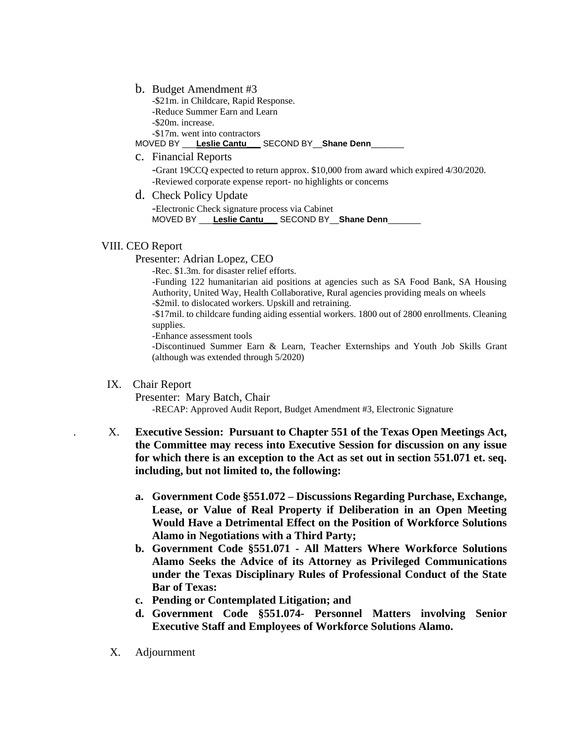b. Budget Amendment #3

-$21m. in Childcare, Rapid Response.
-Reduce Summer Earn and Learn
-$20m. increase.
-$17m. went into contractors

MOVED BY ___**Leslie Cantu**___ SECOND BY__**Shane Denn**_______

c. Financial Reports

-Grant 19CCQ expected to return approx. $10,000 from award which expired 4/30/2020.
-Reviewed corporate expense report- no highlights or concerns

d. Check Policy Update

-Electronic Check signature process via Cabinet

MOVED BY ___**Leslie Cantu**___ SECOND BY__**Shane Denn**_______

VIII. CEO Report

Presenter: Adrian Lopez, CEO

-Rec. $1.3m. for disaster relief efforts.
-Funding 122 humanitarian aid positions at agencies such as SA Food Bank, SA Housing Authority, United Way, Health Collaborative, Rural agencies providing meals on wheels
-$2mil. to dislocated workers. Upskill and retraining.
-$17mil. to childcare funding aiding essential workers. 1800 out of 2800 enrollments. Cleaning supplies.
-Enhance assessment tools
-Discontinued Summer Earn & Learn, Teacher Externships and Youth Job Skills Grant (although was extended through 5/2020)

IX. Chair Report

Presenter: Mary Batch, Chair

-RECAP: Approved Audit Report, Budget Amendment #3, Electronic Signature

. X. **Executive Session: Pursuant to Chapter 551 of the Texas Open Meetings Act, the Committee may recess into Executive Session for discussion on any issue for which there is an exception to the Act as set out in section 551.071 et. seq. including, but not limited to, the following:**

a. **Government Code §551.072 – Discussions Regarding Purchase, Exchange, Lease, or Value of Real Property if Deliberation in an Open Meeting Would Have a Detrimental Effect on the Position of Workforce Solutions Alamo in Negotiations with a Third Party;**
b. **Government Code §551.071 - All Matters Where Workforce Solutions Alamo Seeks the Advice of its Attorney as Privileged Communications under the Texas Disciplinary Rules of Professional Conduct of the State Bar of Texas:**
c. **Pending or Contemplated Litigation; and**
d. **Government Code §551.074- Personnel Matters involving Senior Executive Staff and Employees of Workforce Solutions Alamo.**

X. Adjournment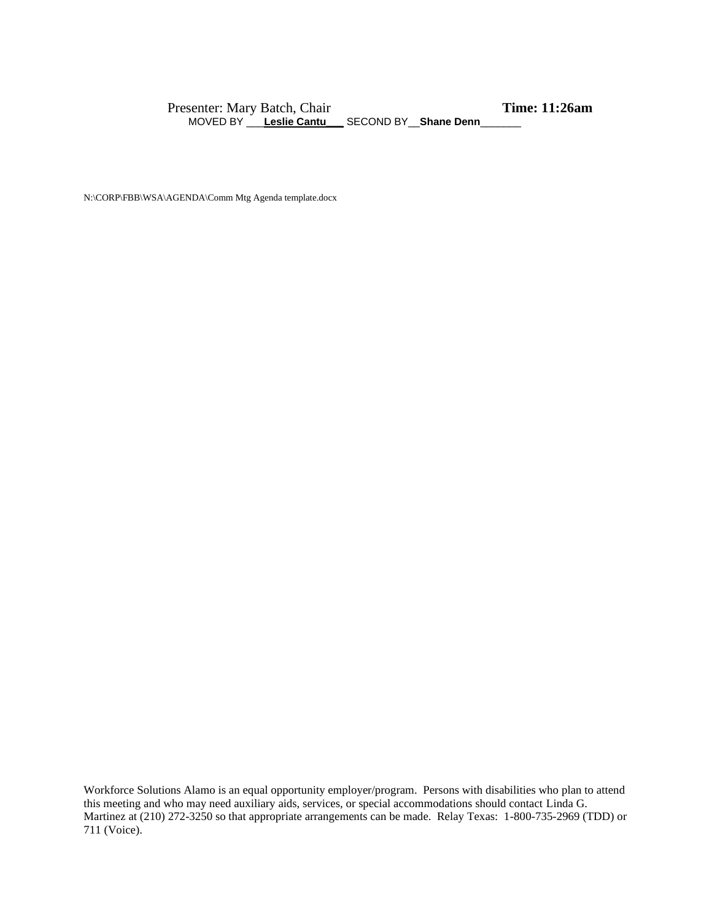Presenter: Mary Batch, Chair **Time: 11:26am**

MOVED BY ___**Leslie Cantu**___ SECOND BY__**Shane Denn**_______

N:\CORP\FBB\WSA\AGENDA\Comm Mtg Agenda template.docx

Workforce Solutions Alamo is an equal opportunity employer/program. Persons with disabilities who plan to attend this meeting and who may need auxiliary aids, services, or special accommodations should contact Linda G. Martinez at (210) 272-3250 so that appropriate arrangements can be made. Relay Texas: 1-800-735-2969 (TDD) or 711 (Voice).